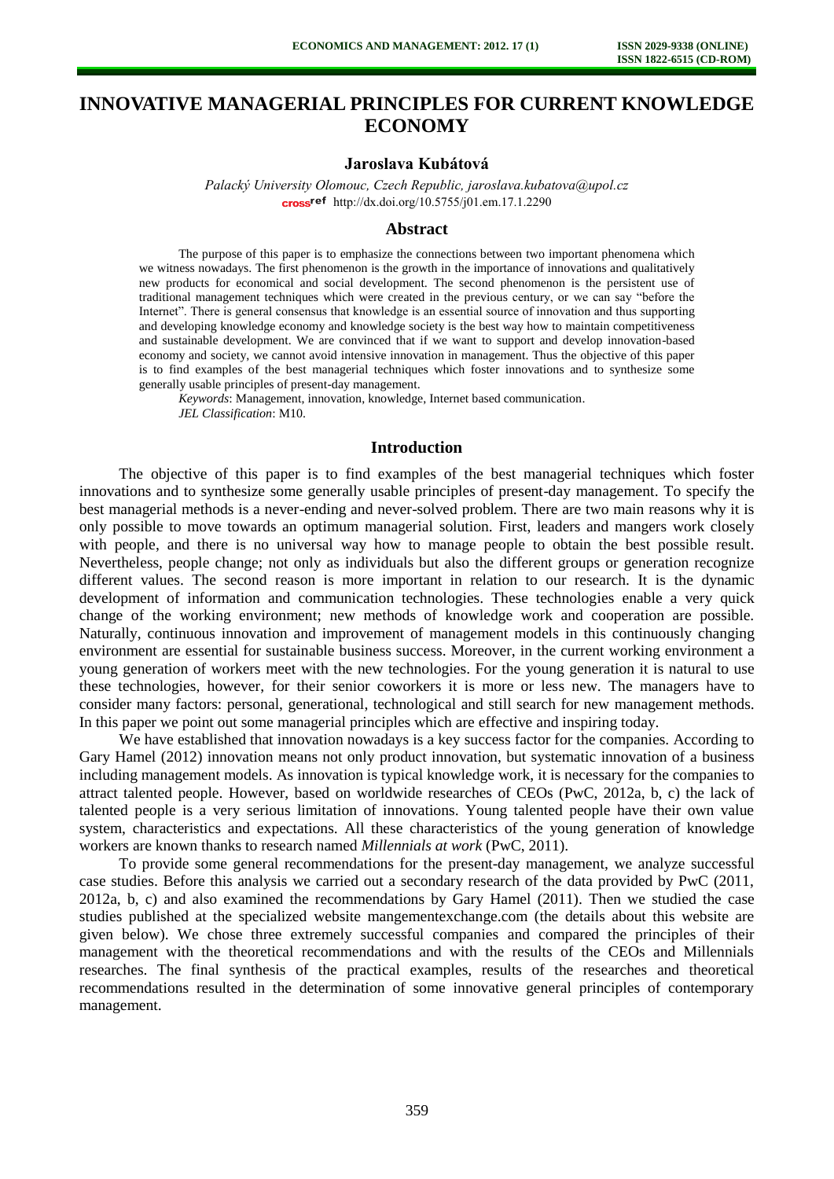# INNOVATIVE MANAGERIAL PRINCIPLES FOR CURRENT KNOWLEDGE ECONOMY

**Jaroslava Kubátová**

*Palacký University Olomouc, Czech Republic, jaroslava.kubatova@upol.cz*
crossref http://dx.doi.org/10.5755/j01.em.17.1.2290

## Abstract

The purpose of this paper is to emphasize the connections between two important phenomena which we witness nowadays. The first phenomenon is the growth in the importance of innovations and qualitatively new products for economical and social development. The second phenomenon is the persistent use of traditional management techniques which were created in the previous century, or we can say "before the Internet". There is general consensus that knowledge is an essential source of innovation and thus supporting and developing knowledge economy and knowledge society is the best way how to maintain competitiveness and sustainable development. We are convinced that if we want to support and develop innovation-based economy and society, we cannot avoid intensive innovation in management. Thus the objective of this paper is to find examples of the best managerial techniques which foster innovations and to synthesize some generally usable principles of present-day management.

*Keywords*: Management, innovation, knowledge, Internet based communication.

*JEL Classification*: M10.

## Introduction

The objective of this paper is to find examples of the best managerial techniques which foster innovations and to synthesize some generally usable principles of present-day management. To specify the best managerial methods is a never-ending and never-solved problem. There are two main reasons why it is only possible to move towards an optimum managerial solution. First, leaders and mangers work closely with people, and there is no universal way how to manage people to obtain the best possible result. Nevertheless, people change; not only as individuals but also the different groups or generation recognize different values. The second reason is more important in relation to our research. It is the dynamic development of information and communication technologies. These technologies enable a very quick change of the working environment; new methods of knowledge work and cooperation are possible. Naturally, continuous innovation and improvement of management models in this continuously changing environment are essential for sustainable business success. Moreover, in the current working environment a young generation of workers meet with the new technologies. For the young generation it is natural to use these technologies, however, for their senior coworkers it is more or less new. The managers have to consider many factors: personal, generational, technological and still search for new management methods. In this paper we point out some managerial principles which are effective and inspiring today.

We have established that innovation nowadays is a key success factor for the companies. According to Gary Hamel (2012) innovation means not only product innovation, but systematic innovation of a business including management models. As innovation is typical knowledge work, it is necessary for the companies to attract talented people. However, based on worldwide researches of CEOs (PwC, 2012a, b, c) the lack of talented people is a very serious limitation of innovations. Young talented people have their own value system, characteristics and expectations. All these characteristics of the young generation of knowledge workers are known thanks to research named *Millennials at work* (PwC, 2011).

To provide some general recommendations for the present-day management, we analyze successful case studies. Before this analysis we carried out a secondary research of the data provided by PwC (2011, 2012a, b, c) and also examined the recommendations by Gary Hamel (2011). Then we studied the case studies published at the specialized website mangementexchange.com (the details about this website are given below). We chose three extremely successful companies and compared the principles of their management with the theoretical recommendations and with the results of the CEOs and Millennials researches. The final synthesis of the practical examples, results of the researches and theoretical recommendations resulted in the determination of some innovative general principles of contemporary management.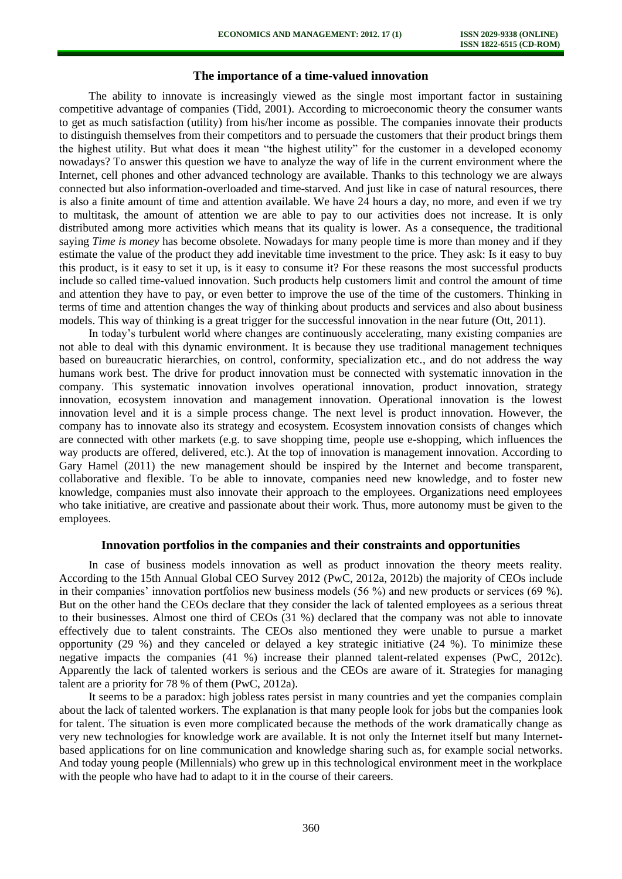## The importance of a time-valued innovation

The ability to innovate is increasingly viewed as the single most important factor in sustaining competitive advantage of companies (Tidd, 2001). According to microeconomic theory the consumer wants to get as much satisfaction (utility) from his/her income as possible. The companies innovate their products to distinguish themselves from their competitors and to persuade the customers that their product brings them the highest utility. But what does it mean "the highest utility" for the customer in a developed economy nowadays? To answer this question we have to analyze the way of life in the current environment where the Internet, cell phones and other advanced technology are available. Thanks to this technology we are always connected but also information-overloaded and time-starved. And just like in case of natural resources, there is also a finite amount of time and attention available. We have 24 hours a day, no more, and even if we try to multitask, the amount of attention we are able to pay to our activities does not increase. It is only distributed among more activities which means that its quality is lower. As a consequence, the traditional saying *Time is money* has become obsolete. Nowadays for many people time is more than money and if they estimate the value of the product they add inevitable time investment to the price. They ask: Is it easy to buy this product, is it easy to set it up, is it easy to consume it? For these reasons the most successful products include so called time-valued innovation. Such products help customers limit and control the amount of time and attention they have to pay, or even better to improve the use of the time of the customers. Thinking in terms of time and attention changes the way of thinking about products and services and also about business models. This way of thinking is a great trigger for the successful innovation in the near future (Ott, 2011).

In today's turbulent world where changes are continuously accelerating, many existing companies are not able to deal with this dynamic environment. It is because they use traditional management techniques based on bureaucratic hierarchies, on control, conformity, specialization etc., and do not address the way humans work best. The drive for product innovation must be connected with systematic innovation in the company. This systematic innovation involves operational innovation, product innovation, strategy innovation, ecosystem innovation and management innovation. Operational innovation is the lowest innovation level and it is a simple process change. The next level is product innovation. However, the company has to innovate also its strategy and ecosystem. Ecosystem innovation consists of changes which are connected with other markets (e.g. to save shopping time, people use e-shopping, which influences the way products are offered, delivered, etc.). At the top of innovation is management innovation. According to Gary Hamel (2011) the new management should be inspired by the Internet and become transparent, collaborative and flexible. To be able to innovate, companies need new knowledge, and to foster new knowledge, companies must also innovate their approach to the employees. Organizations need employees who take initiative, are creative and passionate about their work. Thus, more autonomy must be given to the employees.

## Innovation portfolios in the companies and their constraints and opportunities

In case of business models innovation as well as product innovation the theory meets reality. According to the 15th Annual Global CEO Survey 2012 (PwC, 2012a, 2012b) the majority of CEOs include in their companies' innovation portfolios new business models (56 %) and new products or services (69 %). But on the other hand the CEOs declare that they consider the lack of talented employees as a serious threat to their businesses. Almost one third of CEOs (31 %) declared that the company was not able to innovate effectively due to talent constraints. The CEOs also mentioned they were unable to pursue a market opportunity (29 %) and they canceled or delayed a key strategic initiative (24 %). To minimize these negative impacts the companies (41 %) increase their planned talent-related expenses (PwC, 2012c). Apparently the lack of talented workers is serious and the CEOs are aware of it. Strategies for managing talent are a priority for 78 % of them (PwC, 2012a).

It seems to be a paradox: high jobless rates persist in many countries and yet the companies complain about the lack of talented workers. The explanation is that many people look for jobs but the companies look for talent. The situation is even more complicated because the methods of the work dramatically change as very new technologies for knowledge work are available. It is not only the Internet itself but many Internet-based applications for on line communication and knowledge sharing such as, for example social networks. And today young people (Millennials) who grew up in this technological environment meet in the workplace with the people who have had to adapt to it in the course of their careers.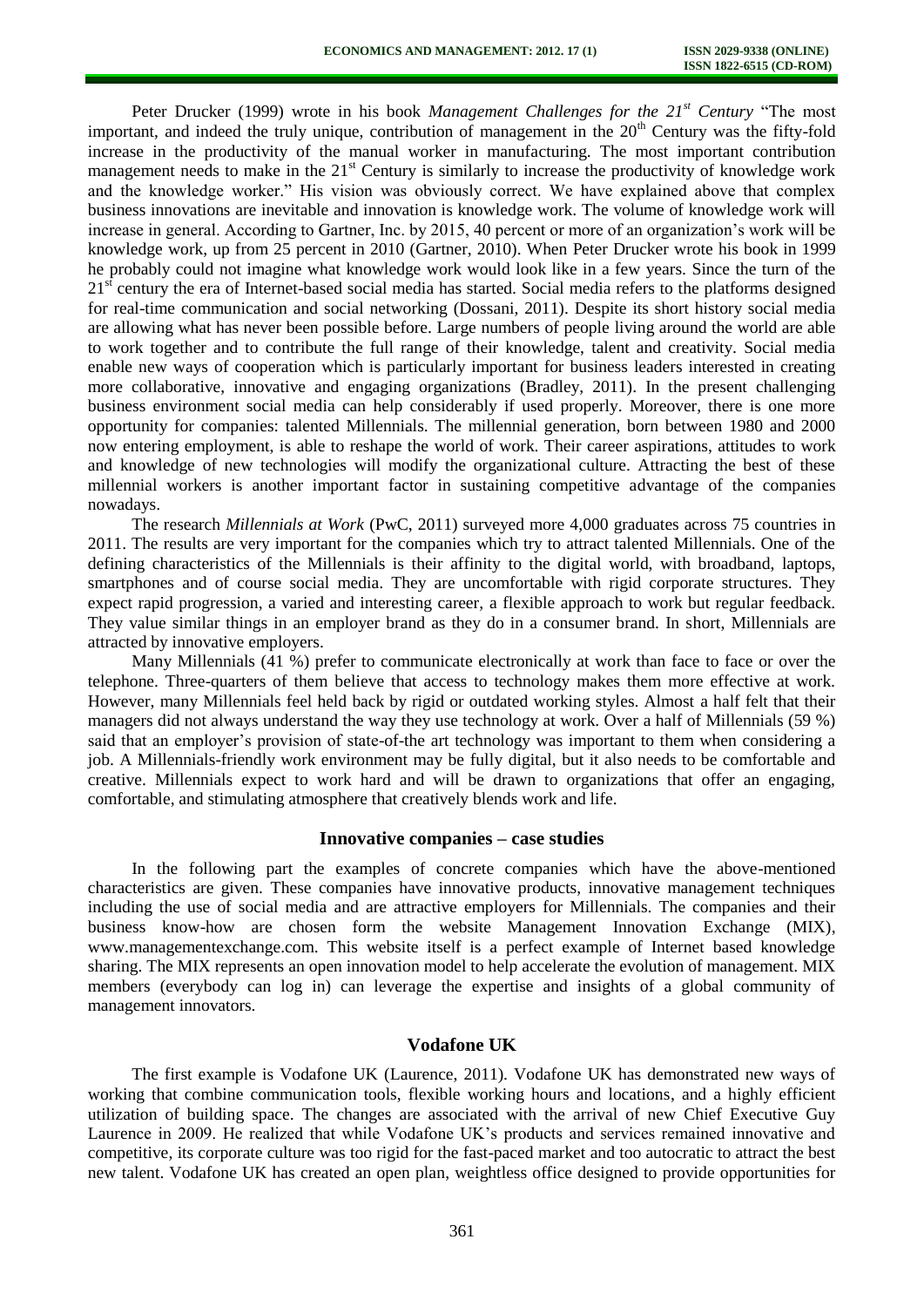Peter Drucker (1999) wrote in his book *Management Challenges for the 21st Century* "The most important, and indeed the truly unique, contribution of management in the 20th Century was the fifty-fold increase in the productivity of the manual worker in manufacturing. The most important contribution management needs to make in the 21st Century is similarly to increase the productivity of knowledge work and the knowledge worker." His vision was obviously correct. We have explained above that complex business innovations are inevitable and innovation is knowledge work. The volume of knowledge work will increase in general. According to Gartner, Inc. by 2015, 40 percent or more of an organization's work will be knowledge work, up from 25 percent in 2010 (Gartner, 2010). When Peter Drucker wrote his book in 1999 he probably could not imagine what knowledge work would look like in a few years. Since the turn of the 21st century the era of Internet-based social media has started. Social media refers to the platforms designed for real-time communication and social networking (Dossani, 2011). Despite its short history social media are allowing what has never been possible before. Large numbers of people living around the world are able to work together and to contribute the full range of their knowledge, talent and creativity. Social media enable new ways of cooperation which is particularly important for business leaders interested in creating more collaborative, innovative and engaging organizations (Bradley, 2011). In the present challenging business environment social media can help considerably if used properly. Moreover, there is one more opportunity for companies: talented Millennials. The millennial generation, born between 1980 and 2000 now entering employment, is able to reshape the world of work. Their career aspirations, attitudes to work and knowledge of new technologies will modify the organizational culture. Attracting the best of these millennial workers is another important factor in sustaining competitive advantage of the companies nowadays.

The research *Millennials at Work* (PwC, 2011) surveyed more 4,000 graduates across 75 countries in 2011. The results are very important for the companies which try to attract talented Millennials. One of the defining characteristics of the Millennials is their affinity to the digital world, with broadband, laptops, smartphones and of course social media. They are uncomfortable with rigid corporate structures. They expect rapid progression, a varied and interesting career, a flexible approach to work but regular feedback. They value similar things in an employer brand as they do in a consumer brand. In short, Millennials are attracted by innovative employers.

Many Millennials (41 %) prefer to communicate electronically at work than face to face or over the telephone. Three-quarters of them believe that access to technology makes them more effective at work. However, many Millennials feel held back by rigid or outdated working styles. Almost a half felt that their managers did not always understand the way they use technology at work. Over a half of Millennials (59 %) said that an employer's provision of state-of-the art technology was important to them when considering a job. A Millennials-friendly work environment may be fully digital, but it also needs to be comfortable and creative. Millennials expect to work hard and will be drawn to organizations that offer an engaging, comfortable, and stimulating atmosphere that creatively blends work and life.

## Innovative companies – case studies

In the following part the examples of concrete companies which have the above-mentioned characteristics are given. These companies have innovative products, innovative management techniques including the use of social media and are attractive employers for Millennials. The companies and their business know-how are chosen form the website Management Innovation Exchange (MIX), www.managementexchange.com. This website itself is a perfect example of Internet based knowledge sharing. The MIX represents an open innovation model to help accelerate the evolution of management. MIX members (everybody can log in) can leverage the expertise and insights of a global community of management innovators.

## Vodafone UK

The first example is Vodafone UK (Laurence, 2011). Vodafone UK has demonstrated new ways of working that combine communication tools, flexible working hours and locations, and a highly efficient utilization of building space. The changes are associated with the arrival of new Chief Executive Guy Laurence in 2009. He realized that while Vodafone UK's products and services remained innovative and competitive, its corporate culture was too rigid for the fast-paced market and too autocratic to attract the best new talent. Vodafone UK has created an open plan, weightless office designed to provide opportunities for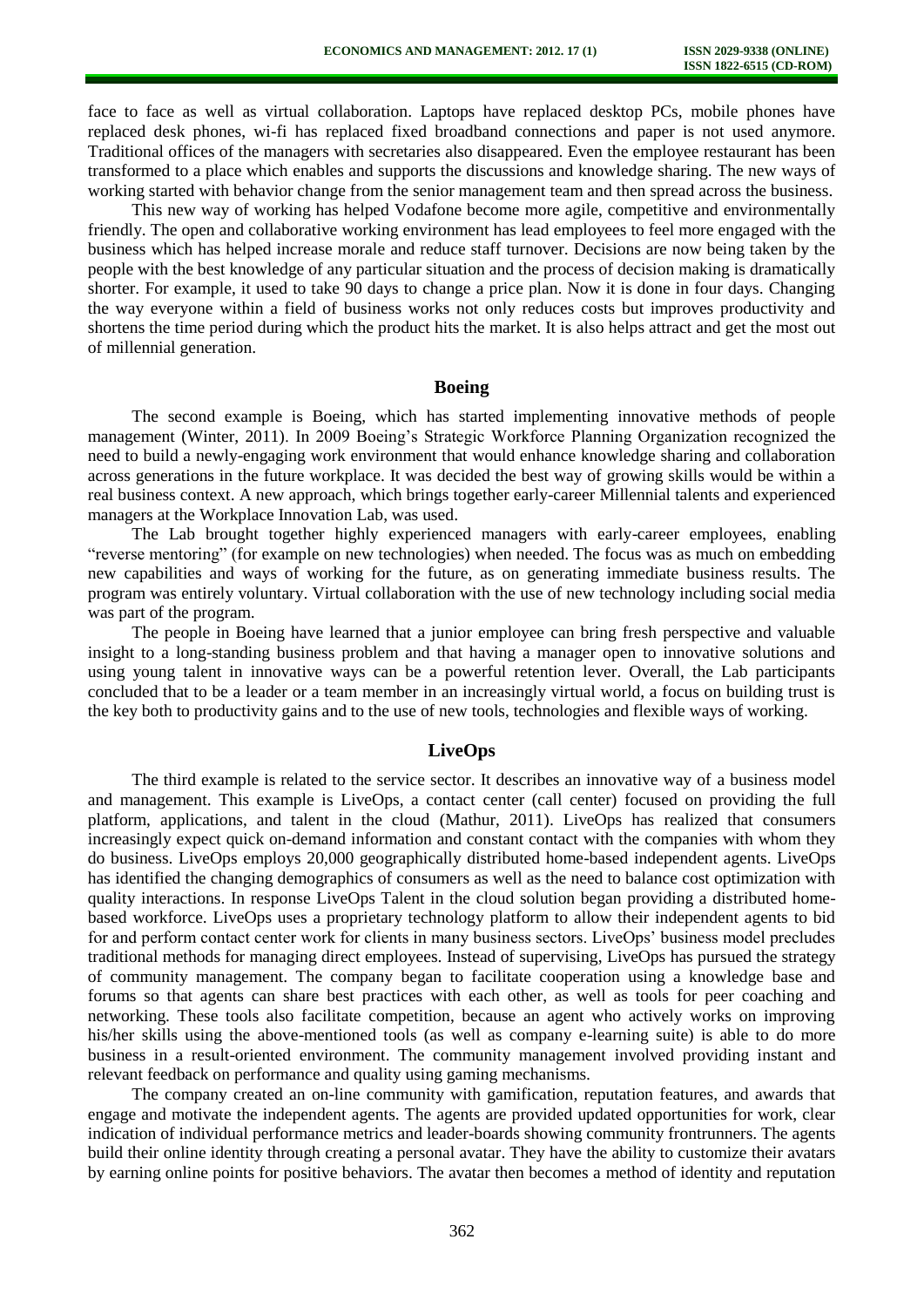face to face as well as virtual collaboration. Laptops have replaced desktop PCs, mobile phones have replaced desk phones, wi-fi has replaced fixed broadband connections and paper is not used anymore. Traditional offices of the managers with secretaries also disappeared. Even the employee restaurant has been transformed to a place which enables and supports the discussions and knowledge sharing. The new ways of working started with behavior change from the senior management team and then spread across the business.

This new way of working has helped Vodafone become more agile, competitive and environmentally friendly. The open and collaborative working environment has lead employees to feel more engaged with the business which has helped increase morale and reduce staff turnover. Decisions are now being taken by the people with the best knowledge of any particular situation and the process of decision making is dramatically shorter. For example, it used to take 90 days to change a price plan. Now it is done in four days. Changing the way everyone within a field of business works not only reduces costs but improves productivity and shortens the time period during which the product hits the market. It is also helps attract and get the most out of millennial generation.

## Boeing

The second example is Boeing, which has started implementing innovative methods of people management (Winter, 2011). In 2009 Boeing's Strategic Workforce Planning Organization recognized the need to build a newly-engaging work environment that would enhance knowledge sharing and collaboration across generations in the future workplace. It was decided the best way of growing skills would be within a real business context. A new approach, which brings together early-career Millennial talents and experienced managers at the Workplace Innovation Lab, was used.

The Lab brought together highly experienced managers with early-career employees, enabling "reverse mentoring" (for example on new technologies) when needed. The focus was as much on embedding new capabilities and ways of working for the future, as on generating immediate business results. The program was entirely voluntary. Virtual collaboration with the use of new technology including social media was part of the program.

The people in Boeing have learned that a junior employee can bring fresh perspective and valuable insight to a long-standing business problem and that having a manager open to innovative solutions and using young talent in innovative ways can be a powerful retention lever. Overall, the Lab participants concluded that to be a leader or a team member in an increasingly virtual world, a focus on building trust is the key both to productivity gains and to the use of new tools, technologies and flexible ways of working.

## LiveOps

The third example is related to the service sector. It describes an innovative way of a business model and management. This example is LiveOps, a contact center (call center) focused on providing the full platform, applications, and talent in the cloud (Mathur, 2011). LiveOps has realized that consumers increasingly expect quick on-demand information and constant contact with the companies with whom they do business. LiveOps employs 20,000 geographically distributed home-based independent agents. LiveOps has identified the changing demographics of consumers as well as the need to balance cost optimization with quality interactions. In response LiveOps Talent in the cloud solution began providing a distributed home-based workforce. LiveOps uses a proprietary technology platform to allow their independent agents to bid for and perform contact center work for clients in many business sectors. LiveOps' business model precludes traditional methods for managing direct employees. Instead of supervising, LiveOps has pursued the strategy of community management. The company began to facilitate cooperation using a knowledge base and forums so that agents can share best practices with each other, as well as tools for peer coaching and networking. These tools also facilitate competition, because an agent who actively works on improving his/her skills using the above-mentioned tools (as well as company e-learning suite) is able to do more business in a result-oriented environment. The community management involved providing instant and relevant feedback on performance and quality using gaming mechanisms.

The company created an on-line community with gamification, reputation features, and awards that engage and motivate the independent agents. The agents are provided updated opportunities for work, clear indication of individual performance metrics and leader-boards showing community frontrunners. The agents build their online identity through creating a personal avatar. They have the ability to customize their avatars by earning online points for positive behaviors. The avatar then becomes a method of identity and reputation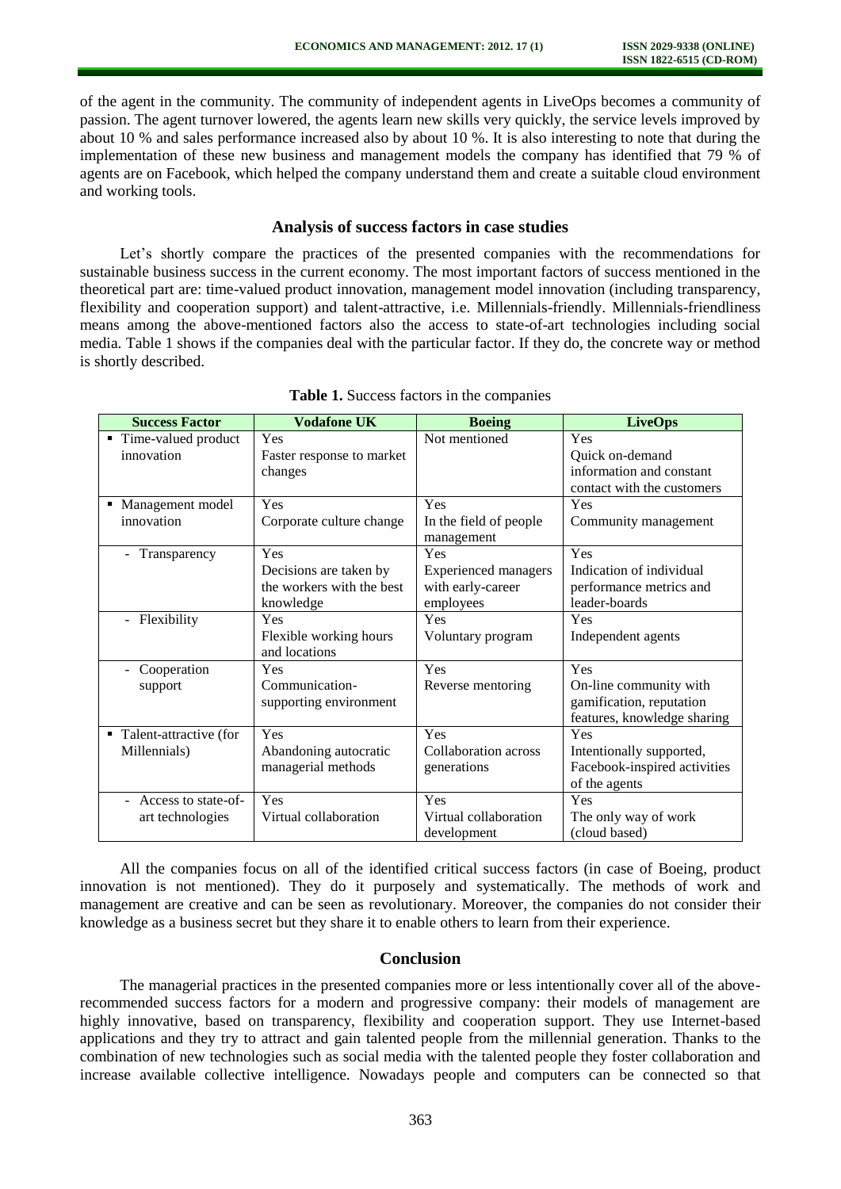of the agent in the community. The community of independent agents in LiveOps becomes a community of passion. The agent turnover lowered, the agents learn new skills very quickly, the service levels improved by about 10 % and sales performance increased also by about 10 %. It is also interesting to note that during the implementation of these new business and management models the company has identified that 79 % of agents are on Facebook, which helped the company understand them and create a suitable cloud environment and working tools.

## Analysis of success factors in case studies

Let's shortly compare the practices of the presented companies with the recommendations for sustainable business success in the current economy. The most important factors of success mentioned in the theoretical part are: time-valued product innovation, management model innovation (including transparency, flexibility and cooperation support) and talent-attractive, i.e. Millennials-friendly. Millennials-friendliness means among the above-mentioned factors also the access to state-of-art technologies including social media. Table 1 shows if the companies deal with the particular factor. If they do, the concrete way or method is shortly described.

**Table 1.** Success factors in the companies

| Success Factor | Vodafone UK | Boeing | LiveOps |
|---|---|---|---|
| ▪ Time-valued product innovation | Yes<br>Faster response to market changes | Not mentioned | Yes<br>Quick on-demand information and constant contact with the customers |
| ▪ Management model innovation | Yes<br>Corporate culture change | Yes<br>In the field of people management | Yes<br>Community management |
| - Transparency | Yes<br>Decisions are taken by the workers with the best knowledge | Yes<br>Experienced managers with early-career employees | Yes<br>Indication of individual performance metrics and leader-boards |
| - Flexibility | Yes<br>Flexible working hours and locations | Yes<br>Voluntary program | Yes<br>Independent agents |
| - Cooperation support | Yes<br>Communication-supporting environment | Yes<br>Reverse mentoring | Yes<br>On-line community with gamification, reputation features, knowledge sharing |
| ▪ Talent-attractive (for Millennials) | Yes<br>Abandoning autocratic managerial methods | Yes<br>Collaboration across generations | Yes<br>Intentionally supported, Facebook-inspired activities of the agents |
| - Access to state-of-art technologies | Yes<br>Virtual collaboration | Yes<br>Virtual collaboration development | Yes<br>The only way of work (cloud based) |

All the companies focus on all of the identified critical success factors (in case of Boeing, product innovation is not mentioned). They do it purposely and systematically. The methods of work and management are creative and can be seen as revolutionary. Moreover, the companies do not consider their knowledge as a business secret but they share it to enable others to learn from their experience.

## Conclusion

The managerial practices in the presented companies more or less intentionally cover all of the above-recommended success factors for a modern and progressive company: their models of management are highly innovative, based on transparency, flexibility and cooperation support. They use Internet-based applications and they try to attract and gain talented people from the millennial generation. Thanks to the combination of new technologies such as social media with the talented people they foster collaboration and increase available collective intelligence. Nowadays people and computers can be connected so that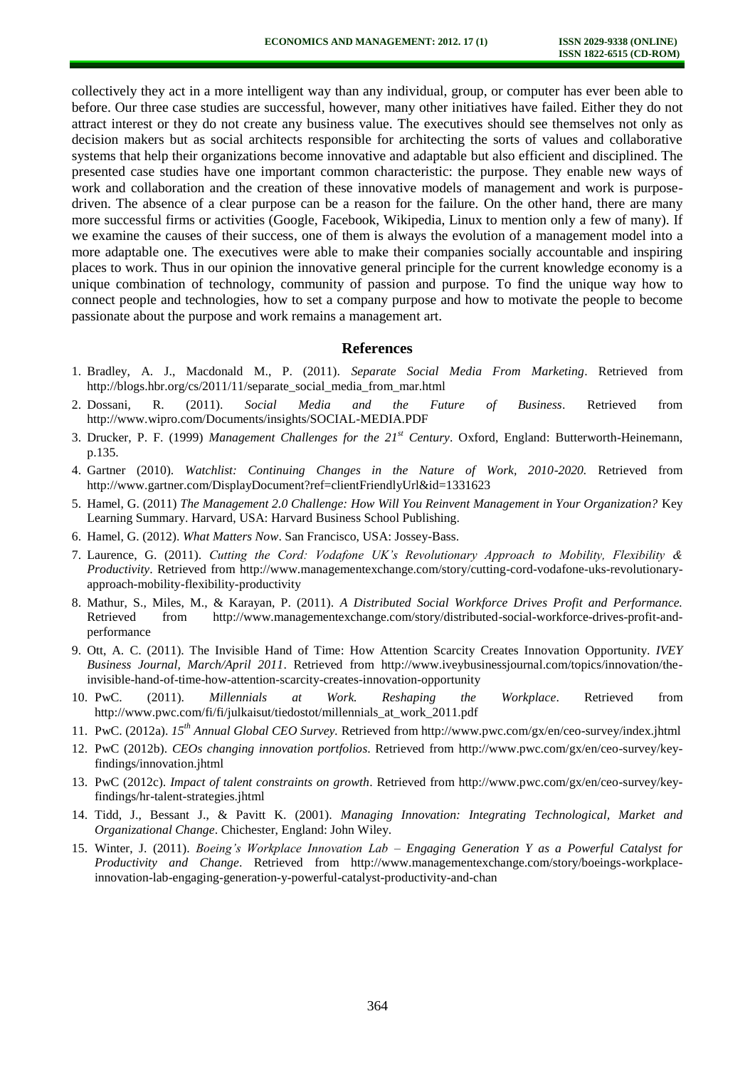collectively they act in a more intelligent way than any individual, group, or computer has ever been able to before. Our three case studies are successful, however, many other initiatives have failed. Either they do not attract interest or they do not create any business value. The executives should see themselves not only as decision makers but as social architects responsible for architecting the sorts of values and collaborative systems that help their organizations become innovative and adaptable but also efficient and disciplined. The presented case studies have one important common characteristic: the purpose. They enable new ways of work and collaboration and the creation of these innovative models of management and work is purpose-driven. The absence of a clear purpose can be a reason for the failure. On the other hand, there are many more successful firms or activities (Google, Facebook, Wikipedia, Linux to mention only a few of many). If we examine the causes of their success, one of them is always the evolution of a management model into a more adaptable one. The executives were able to make their companies socially accountable and inspiring places to work. Thus in our opinion the innovative general principle for the current knowledge economy is a unique combination of technology, community of passion and purpose. To find the unique way how to connect people and technologies, how to set a company purpose and how to motivate the people to become passionate about the purpose and work remains a management art.

## References

1. Bradley, A. J., Macdonald M., P. (2011). *Separate Social Media From Marketing*. Retrieved from http://blogs.hbr.org/cs/2011/11/separate_social_media_from_mar.html
2. Dossani, R. (2011). *Social Media and the Future of Business*. Retrieved from http://www.wipro.com/Documents/insights/SOCIAL-MEDIA.PDF
3. Drucker, P. F. (1999) *Management Challenges for the 21st Century*. Oxford, England: Butterworth-Heinemann, p.135.
4. Gartner (2010). *Watchlist: Continuing Changes in the Nature of Work, 2010-2020.* Retrieved from http://www.gartner.com/DisplayDocument?ref=clientFriendlyUrl&id=1331623
5. Hamel, G. (2011) *The Management 2.0 Challenge: How Will You Reinvent Management in Your Organization?* Key Learning Summary. Harvard, USA: Harvard Business School Publishing.
6. Hamel, G. (2012). *What Matters Now*. San Francisco, USA: Jossey-Bass.
7. Laurence, G. (2011). *Cutting the Cord: Vodafone UK's Revolutionary Approach to Mobility, Flexibility & Productivity*. Retrieved from http://www.managementexchange.com/story/cutting-cord-vodafone-uks-revolutionary-approach-mobility-flexibility-productivity
8. Mathur, S., Miles, M., & Karayan, P. (2011). *A Distributed Social Workforce Drives Profit and Performance.* Retrieved from http://www.managementexchange.com/story/distributed-social-workforce-drives-profit-and-performance
9. Ott, A. C. (2011). The Invisible Hand of Time: How Attention Scarcity Creates Innovation Opportunity. *IVEY Business Journal, March/April 2011*. Retrieved from http://www.iveybusinessjournal.com/topics/innovation/the-invisible-hand-of-time-how-attention-scarcity-creates-innovation-opportunity
10. PwC. (2011). *Millennials at Work. Reshaping the Workplace*. Retrieved from http://www.pwc.com/fi/fi/julkaisut/tiedostot/millennials_at_work_2011.pdf
11. PwC. (2012a). *15th Annual Global CEO Survey.* Retrieved from http://www.pwc.com/gx/en/ceo-survey/index.jhtml
12. PwC (2012b). *CEOs changing innovation portfolios.* Retrieved from http://www.pwc.com/gx/en/ceo-survey/key-findings/innovation.jhtml
13. PwC (2012c). *Impact of talent constraints on growth*. Retrieved from http://www.pwc.com/gx/en/ceo-survey/key-findings/hr-talent-strategies.jhtml
14. Tidd, J., Bessant J., & Pavitt K. (2001). *Managing Innovation: Integrating Technological, Market and Organizational Change*. Chichester, England: John Wiley.
15. Winter, J. (2011). *Boeing's Workplace Innovation Lab – Engaging Generation Y as a Powerful Catalyst for Productivity and Change*. Retrieved from http://www.managementexchange.com/story/boeings-workplace-innovation-lab-engaging-generation-y-powerful-catalyst-productivity-and-chan